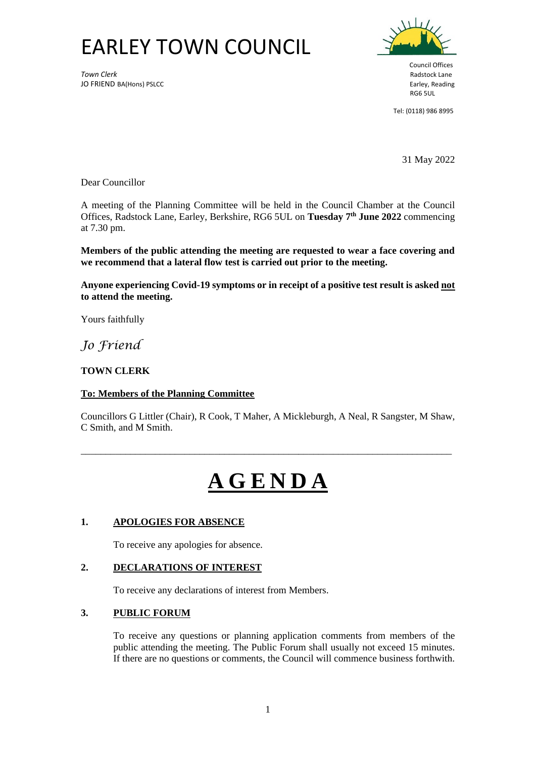# EARLEY TOWN COUNCIL

*Town Clerk*
JO FRIEND BA(Hons) PSLCC

Council Offices
Radstock Lane
Earley, Reading
RG6 5UL

Tel: (0118) 986 8995

31 May 2022

Dear Councillor

A meeting of the Planning Committee will be held in the Council Chamber at the Council Offices, Radstock Lane, Earley, Berkshire, RG6 5UL on **Tuesday 7th June 2022** commencing at 7.30 pm.

**Members of the public attending the meeting are requested to wear a face covering and we recommend that a lateral flow test is carried out prior to the meeting.**

**Anyone experiencing Covid-19 symptoms or in receipt of a positive test result is asked not to attend the meeting.**

Yours faithfully

*Jo Friend*

**TOWN CLERK**

**To: Members of the Planning Committee**

Councillors G Littler (Chair), R Cook, T Maher, A Mickleburgh, A Neal, R Sangster, M Shaw, C Smith, and M Smith.

---

# AGENDA

## 1. APOLOGIES FOR ABSENCE

To receive any apologies for absence.

## 2. DECLARATIONS OF INTEREST

To receive any declarations of interest from Members.

## 3. PUBLIC FORUM

To receive any questions or planning application comments from members of the public attending the meeting. The Public Forum shall usually not exceed 15 minutes. If there are no questions or comments, the Council will commence business forthwith.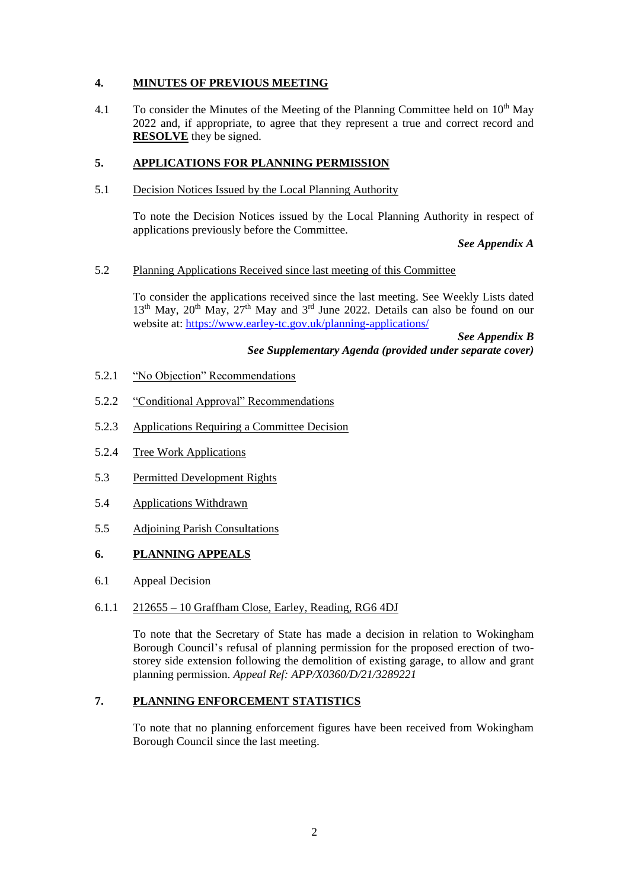## 4. MINUTES OF PREVIOUS MEETING

4.1 To consider the Minutes of the Meeting of the Planning Committee held on 10th May 2022 and, if appropriate, to agree that they represent a true and correct record and **RESOLVE** they be signed.

## 5. APPLICATIONS FOR PLANNING PERMISSION

5.1 Decision Notices Issued by the Local Planning Authority

To note the Decision Notices issued by the Local Planning Authority in respect of applications previously before the Committee.

***See Appendix A***

5.2 Planning Applications Received since last meeting of this Committee

To consider the applications received since the last meeting. See Weekly Lists dated 13th May, 20th May, 27th May and 3rd June 2022. Details can also be found on our website at: https://www.earley-tc.gov.uk/planning-applications/

***See Appendix B***
***See Supplementary Agenda (provided under separate cover)***

5.2.1 "No Objection" Recommendations

5.2.2 "Conditional Approval" Recommendations

5.2.3 Applications Requiring a Committee Decision

5.2.4 Tree Work Applications

5.3 Permitted Development Rights

5.4 Applications Withdrawn

5.5 Adjoining Parish Consultations

## 6. PLANNING APPEALS

6.1 Appeal Decision

6.1.1 212655 – 10 Graffham Close, Earley, Reading, RG6 4DJ

To note that the Secretary of State has made a decision in relation to Wokingham Borough Council's refusal of planning permission for the proposed erection of two-storey side extension following the demolition of existing garage, to allow and grant planning permission. *Appeal Ref: APP/X0360/D/21/3289221*

## 7. PLANNING ENFORCEMENT STATISTICS

To note that no planning enforcement figures have been received from Wokingham Borough Council since the last meeting.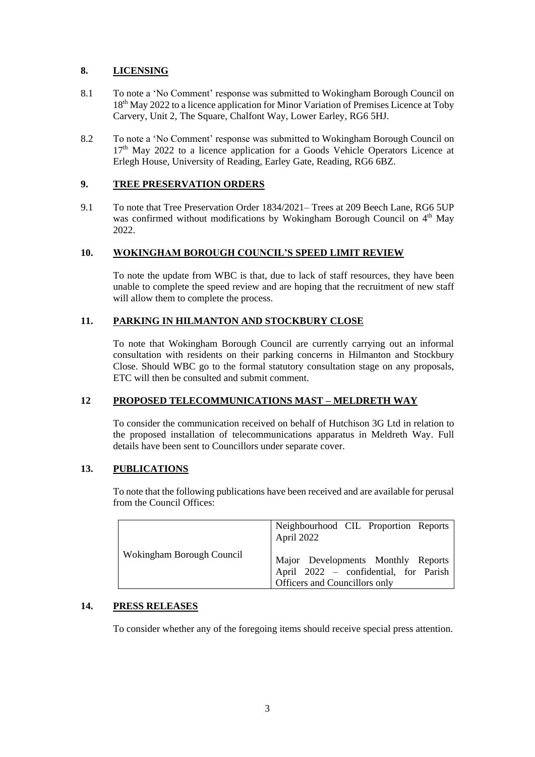## 8. LICENSING

8.1 To note a 'No Comment' response was submitted to Wokingham Borough Council on 18th May 2022 to a licence application for Minor Variation of Premises Licence at Toby Carvery, Unit 2, The Square, Chalfont Way, Lower Earley, RG6 5HJ.

8.2 To note a 'No Comment' response was submitted to Wokingham Borough Council on 17th May 2022 to a licence application for a Goods Vehicle Operators Licence at Erlegh House, University of Reading, Earley Gate, Reading, RG6 6BZ.

## 9. TREE PRESERVATION ORDERS

9.1 To note that Tree Preservation Order 1834/2021– Trees at 209 Beech Lane, RG6 5UP was confirmed without modifications by Wokingham Borough Council on 4th May 2022.

## 10. WOKINGHAM BOROUGH COUNCIL'S SPEED LIMIT REVIEW

To note the update from WBC is that, due to lack of staff resources, they have been unable to complete the speed review and are hoping that the recruitment of new staff will allow them to complete the process.

## 11. PARKING IN HILMANTON AND STOCKBURY CLOSE

To note that Wokingham Borough Council are currently carrying out an informal consultation with residents on their parking concerns in Hilmanton and Stockbury Close. Should WBC go to the formal statutory consultation stage on any proposals, ETC will then be consulted and submit comment.

## 12 PROPOSED TELECOMMUNICATIONS MAST – MELDRETH WAY

To consider the communication received on behalf of Hutchison 3G Ltd in relation to the proposed installation of telecommunications apparatus in Meldreth Way. Full details have been sent to Councillors under separate cover.

## 13. PUBLICATIONS

To note that the following publications have been received and are available for perusal from the Council Offices:

| | |
|---|---|
| Wokingham Borough Council | Neighbourhood CIL Proportion Reports April 2022<br><br>Major Developments Monthly Reports April 2022 – confidential, for Parish Officers and Councillors only |

## 14. PRESS RELEASES

To consider whether any of the foregoing items should receive special press attention.